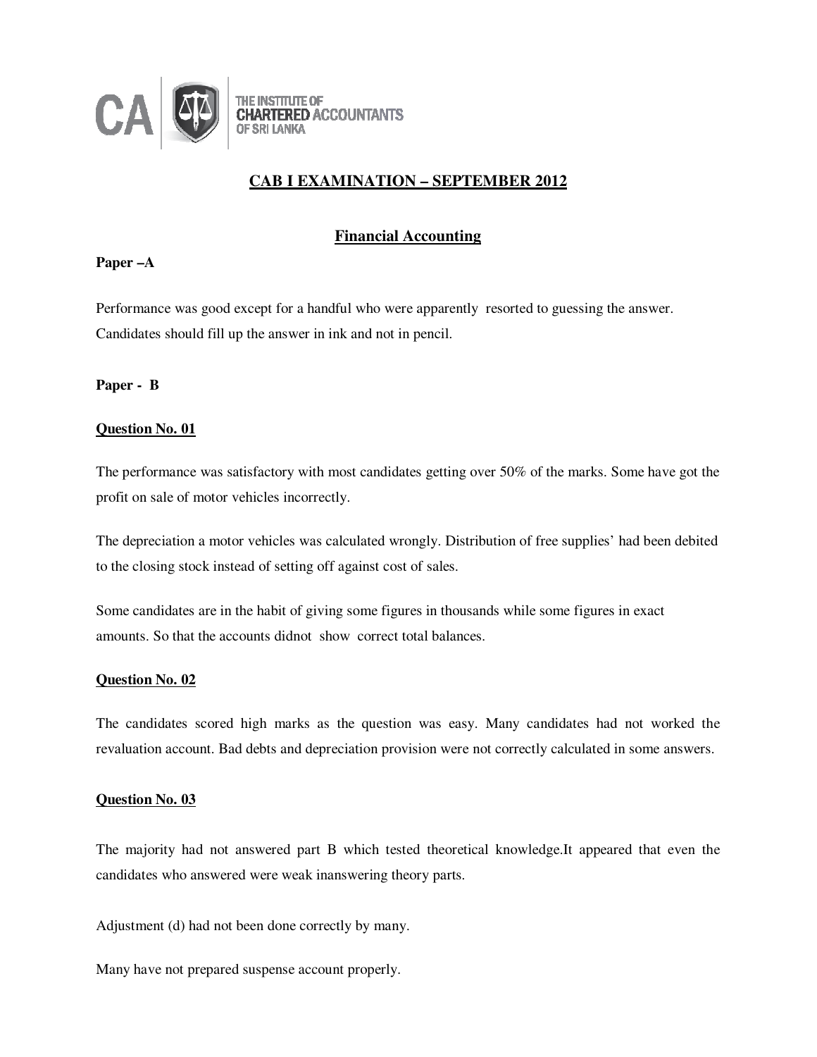THE INSTITUTE OF CHARTERED ACCOUNTANTS OF SRI LANKA

# CAB I EXAMINATION – SEPTEMBER 2012

## Financial Accounting

**Paper –A**

Performance was good except for a handful who were apparently resorted to guessing the answer. Candidates should fill up the answer in ink and not in pencil.

**Paper - B**

**Question No. 01**

The performance was satisfactory with most candidates getting over 50% of the marks. Some have got the profit on sale of motor vehicles incorrectly.

The depreciation a motor vehicles was calculated wrongly. Distribution of free supplies' had been debited to the closing stock instead of setting off against cost of sales.

Some candidates are in the habit of giving some figures in thousands while some figures in exact amounts. So that the accounts didnot show correct total balances.

**Question No. 02**

The candidates scored high marks as the question was easy. Many candidates had not worked the revaluation account. Bad debts and depreciation provision were not correctly calculated in some answers.

**Question No. 03**

The majority had not answered part B which tested theoretical knowledge.It appeared that even the candidates who answered were weak inanswering theory parts.

Adjustment (d) had not been done correctly by many.

Many have not prepared suspense account properly.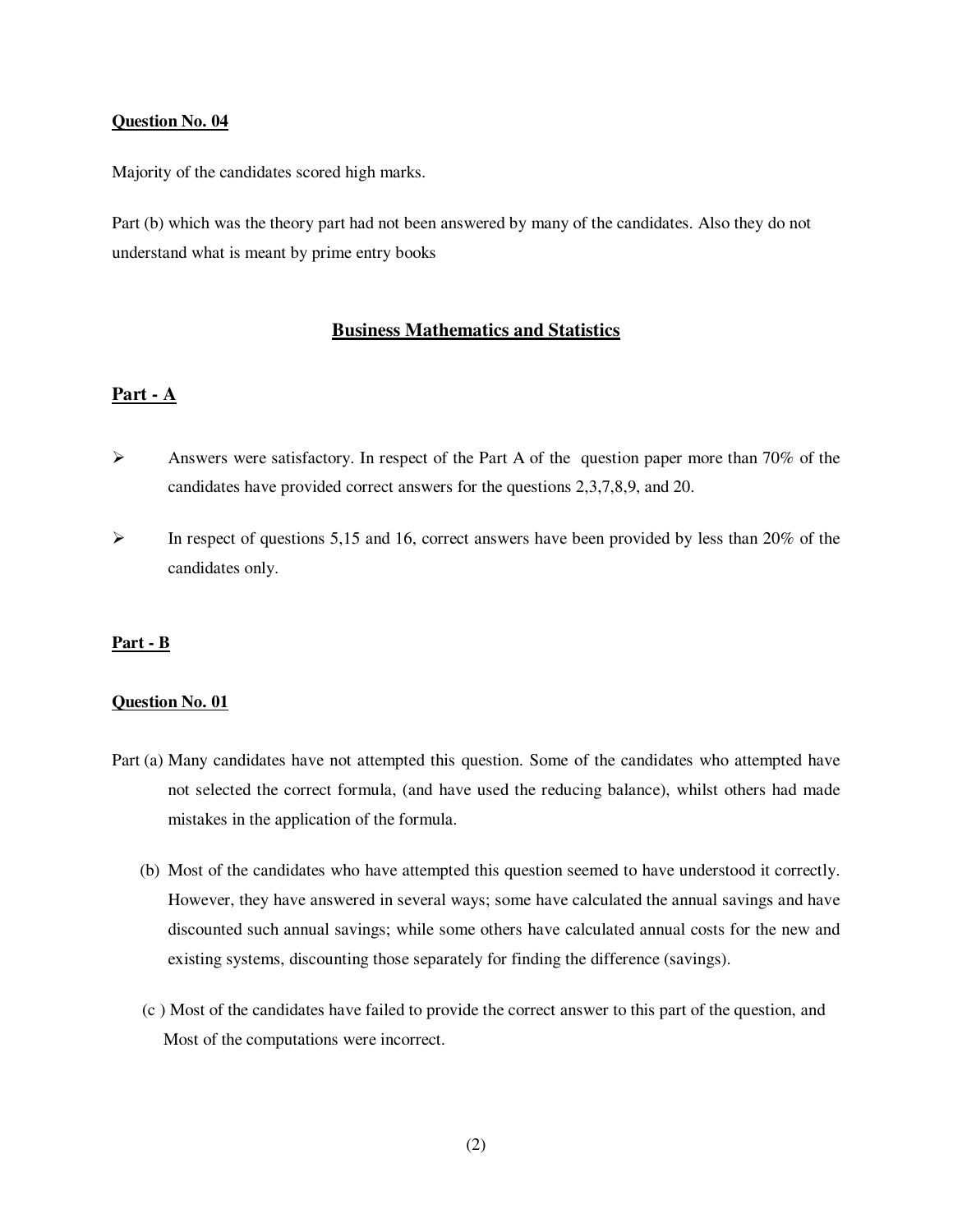**Question No. 04**

Majority of the candidates scored high marks.

Part (b) which was the theory part had not been answered by many of the candidates. Also they do not understand what is meant by prime entry books

## Business Mathematics and Statistics

### Part - A

- Answers were satisfactory. In respect of the Part A of the question paper more than 70% of the candidates have provided correct answers for the questions 2,3,7,8,9, and 20.
- In respect of questions 5,15 and 16, correct answers have been provided by less than 20% of the candidates only.

### Part - B

**Question No. 01**

Part (a) Many candidates have not attempted this question. Some of the candidates who attempted have not selected the correct formula, (and have used the reducing balance), whilst others had made mistakes in the application of the formula.

(b) Most of the candidates who have attempted this question seemed to have understood it correctly. However, they have answered in several ways; some have calculated the annual savings and have discounted such annual savings; while some others have calculated annual costs for the new and existing systems, discounting those separately for finding the difference (savings).

(c ) Most of the candidates have failed to provide the correct answer to this part of the question, and Most of the computations were incorrect.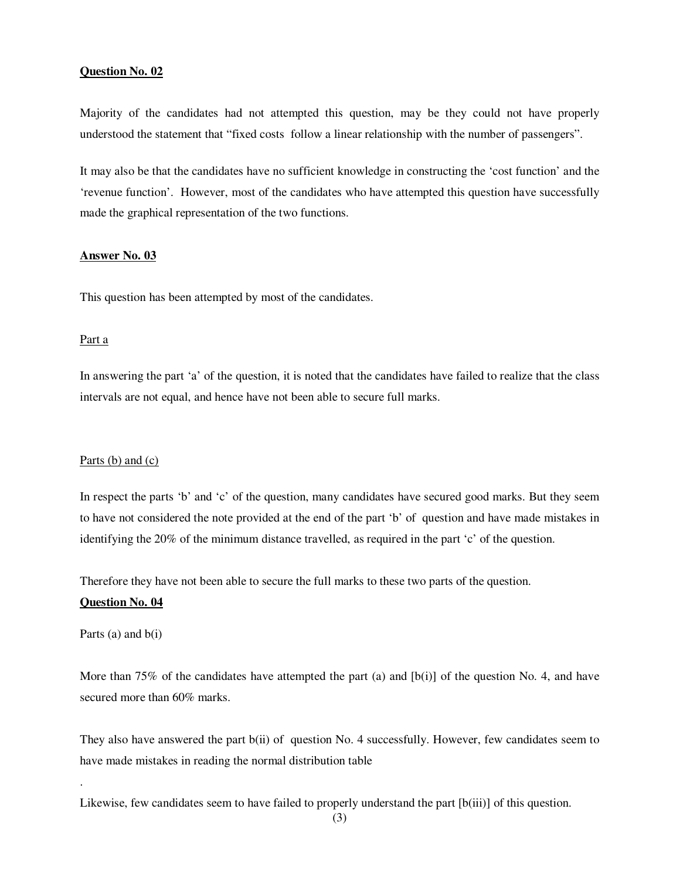**Question No. 02**

Majority of the candidates had not attempted this question, may be they could not have properly understood the statement that "fixed costs  follow a linear relationship with the number of passengers".

It may also be that the candidates have no sufficient knowledge in constructing the 'cost function' and the 'revenue function'.  However, most of the candidates who have attempted this question have successfully made the graphical representation of the two functions.

**Answer No. 03**

This question has been attempted by most of the candidates.

Part a

In answering the part 'a' of the question, it is noted that the candidates have failed to realize that the class intervals are not equal, and hence have not been able to secure full marks.

Parts (b) and (c)

In respect the parts 'b' and 'c' of the question, many candidates have secured good marks. But they seem to have not considered the note provided at the end of the part 'b' of  question and have made mistakes in identifying the 20% of the minimum distance travelled, as required in the part 'c' of the question.

Therefore they have not been able to secure the full marks to these two parts of the question.

**Question No. 04**

Parts (a) and b(i)

More than 75% of the candidates have attempted the part (a) and [b(i)] of the question No. 4, and have secured more than 60% marks.

They also have answered the part b(ii) of  question No. 4 successfully. However, few candidates seem to have made mistakes in reading the normal distribution table

.

Likewise, few candidates seem to have failed to properly understand the part [b(iii)] of this question.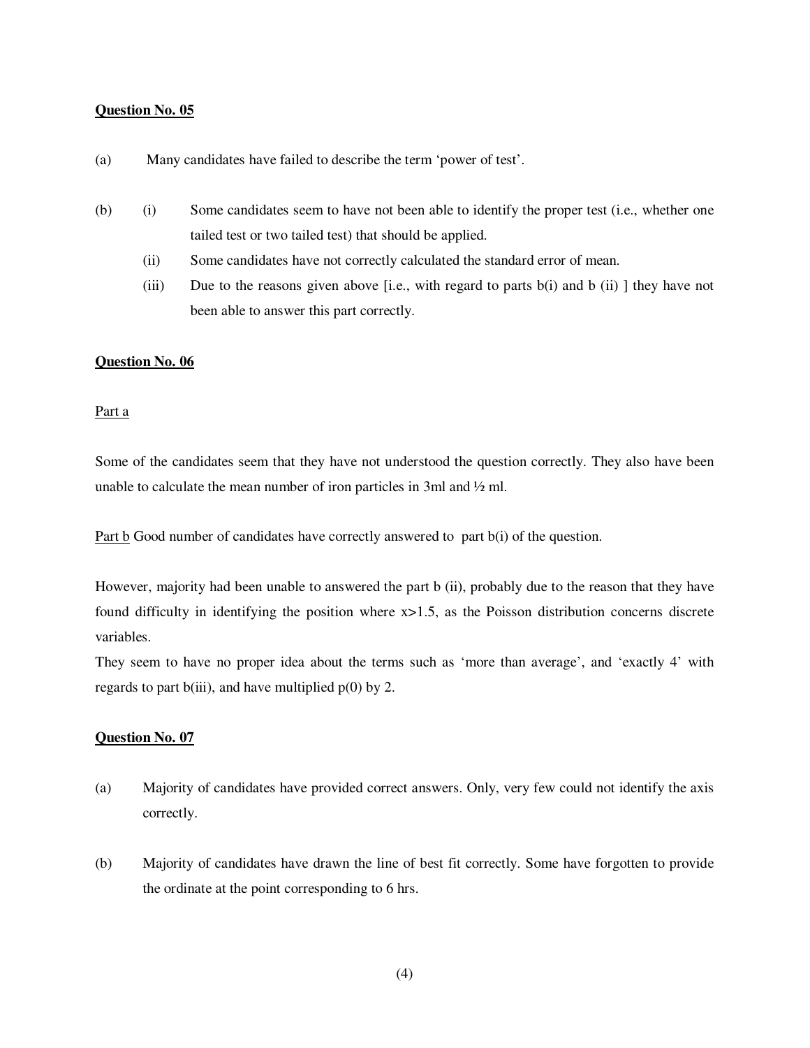**Question No. 05**

(a) Many candidates have failed to describe the term 'power of test'.

(b) (i) Some candidates seem to have not been able to identify the proper test (i.e., whether one tailed test or two tailed test) that should be applied.

(ii) Some candidates have not correctly calculated the standard error of mean.

(iii) Due to the reasons given above [i.e., with regard to parts b(i) and b (ii) ] they have not been able to answer this part correctly.

**Question No. 06**

Part a

Some of the candidates seem that they have not understood the question correctly. They also have been unable to calculate the mean number of iron particles in 3ml and ½ ml.

Part b Good number of candidates have correctly answered to part b(i) of the question.

However, majority had been unable to answered the part b (ii), probably due to the reason that they have found difficulty in identifying the position where $x>1.5$, as the Poisson distribution concerns discrete variables.

They seem to have no proper idea about the terms such as 'more than average', and 'exactly 4' with regards to part b(iii), and have multiplied p(0) by 2.

**Question No. 07**

(a) Majority of candidates have provided correct answers. Only, very few could not identify the axis correctly.

(b) Majority of candidates have drawn the line of best fit correctly. Some have forgotten to provide the ordinate at the point corresponding to 6 hrs.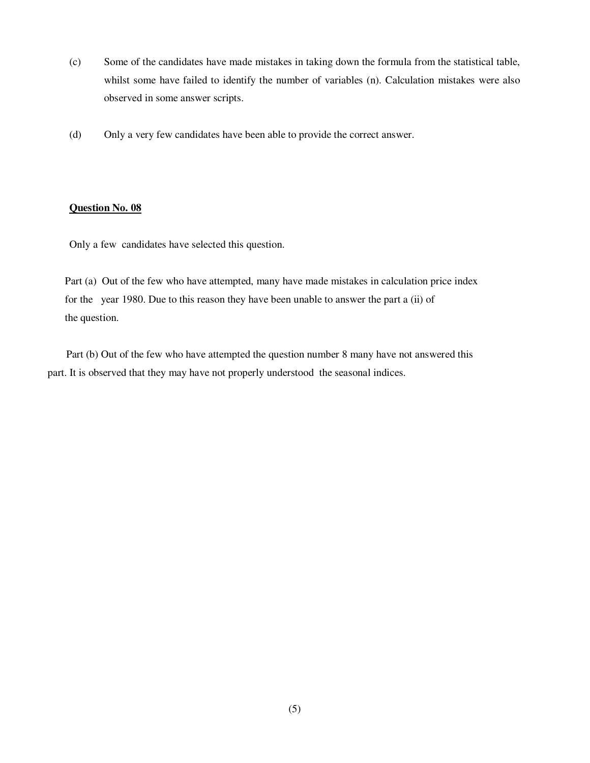(c) Some of the candidates have made mistakes in taking down the formula from the statistical table, whilst some have failed to identify the number of variables (n). Calculation mistakes were also observed in some answer scripts.

(d) Only a very few candidates have been able to provide the correct answer.

**<u>Question No. 08</u>**

Only a few candidates have selected this question.

Part (a) Out of the few who have attempted, many have made mistakes in calculation price index for the year 1980. Due to this reason they have been unable to answer the part a (ii) of the question.

Part (b) Out of the few who have attempted the question number 8 many have not answered this part. It is observed that they may have not properly understood the seasonal indices.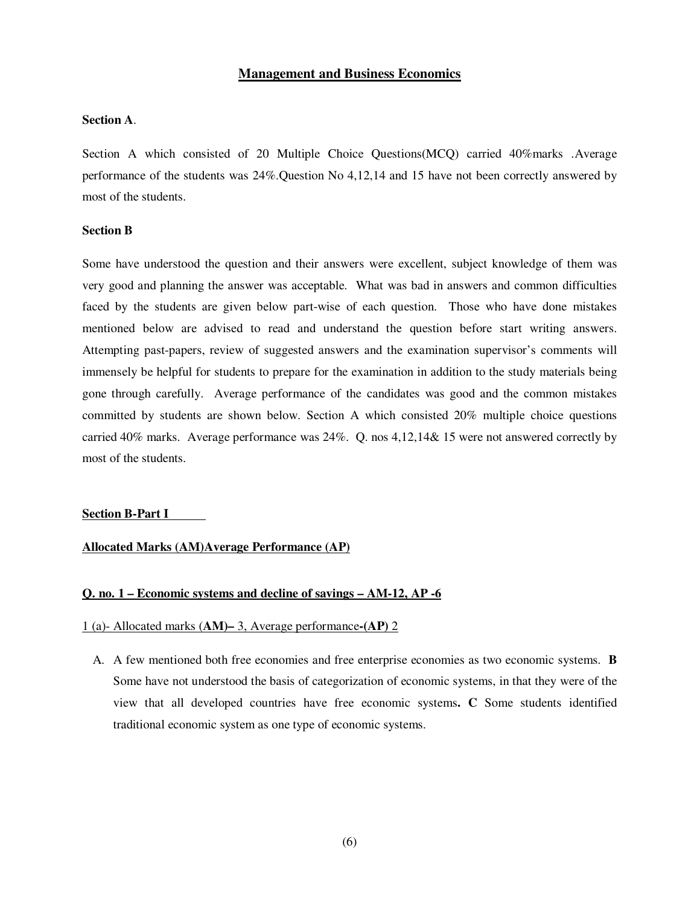## Management and Business Economics

**Section A**.

Section A which consisted of 20 Multiple Choice Questions(MCQ) carried 40%marks .Average performance of the students was 24%.Question No 4,12,14 and 15 have not been correctly answered by most of the students.

**Section B**

Some have understood the question and their answers were excellent, subject knowledge of them was very good and planning the answer was acceptable. What was bad in answers and common difficulties faced by the students are given below part-wise of each question. Those who have done mistakes mentioned below are advised to read and understand the question before start writing answers. Attempting past-papers, review of suggested answers and the examination supervisor's comments will immensely be helpful for students to prepare for the examination in addition to the study materials being gone through carefully. Average performance of the candidates was good and the common mistakes committed by students are shown below. Section A which consisted 20% multiple choice questions carried 40% marks. Average performance was 24%. Q. nos 4,12,14& 15 were not answered correctly by most of the students.

**Section B-Part I**

**Allocated Marks (AM)Average Performance (AP)**

**Q. no. 1 – Economic systems and decline of savings – AM-12, AP -6**

1 (a)- Allocated marks (**AM)–** 3, Average performance**-(AP)** 2

A. A few mentioned both free economies and free enterprise economies as two economic systems. **B** Some have not understood the basis of categorization of economic systems, in that they were of the view that all developed countries have free economic systems**. C** Some students identified traditional economic system as one type of economic systems.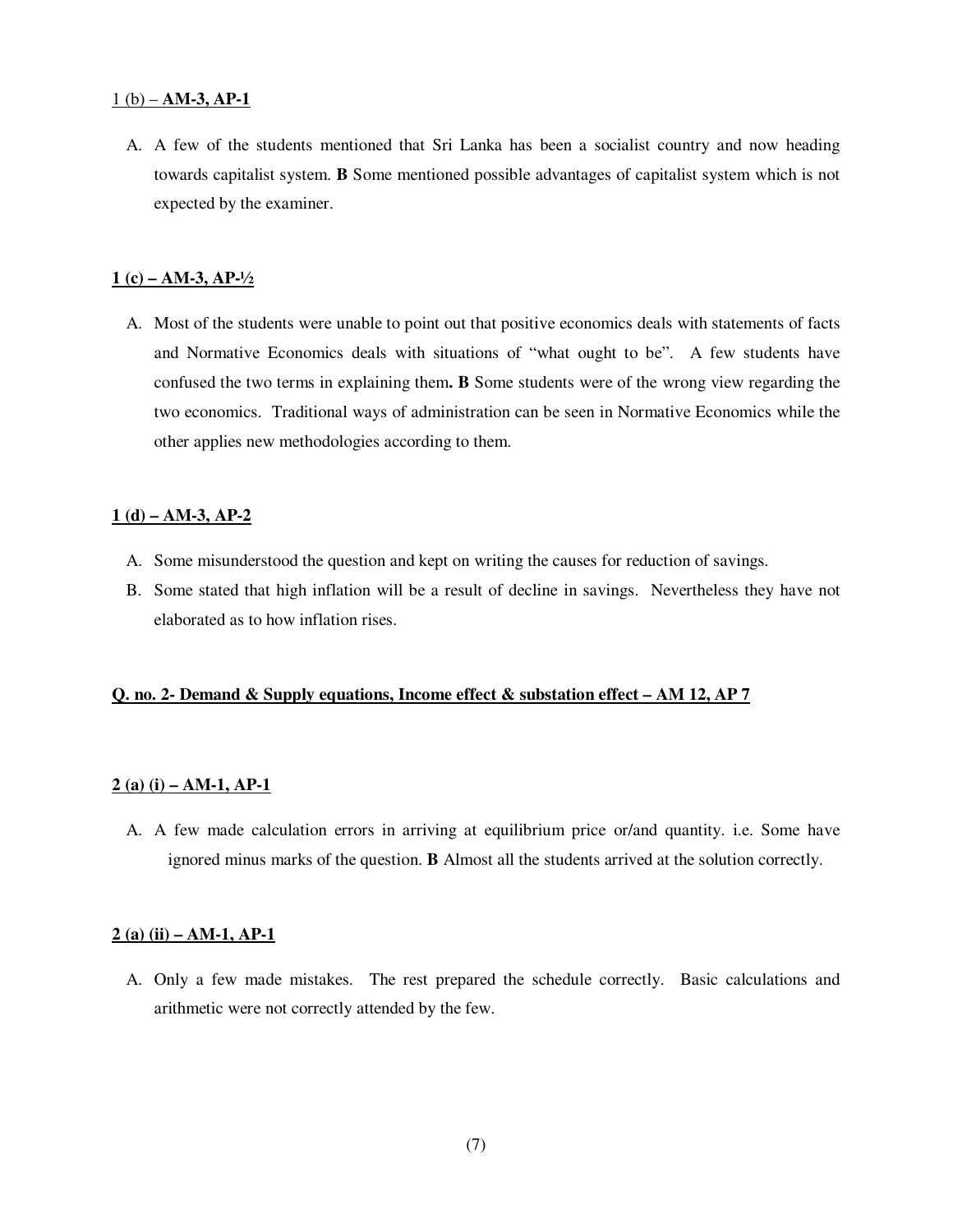<u>1 (b) – **AM-3, AP-1**</u>

A. A few of the students mentioned that Sri Lanka has been a socialist country and now heading towards capitalist system. **B** Some mentioned possible advantages of capitalist system which is not expected by the examiner.

**<u>1 (c) – AM-3, AP-½</u>**

A. Most of the students were unable to point out that positive economics deals with statements of facts and Normative Economics deals with situations of "what ought to be". A few students have confused the two terms in explaining them**. B** Some students were of the wrong view regarding the two economics. Traditional ways of administration can be seen in Normative Economics while the other applies new methodologies according to them.

**<u>1 (d) – AM-3, AP-2</u>**

A. Some misunderstood the question and kept on writing the causes for reduction of savings.
B. Some stated that high inflation will be a result of decline in savings. Nevertheless they have not elaborated as to how inflation rises.

**<u>Q. no. 2- Demand & Supply equations, Income effect & substation effect – AM 12, AP 7</u>**

**<u>2 (a) (i) – AM-1, AP-1</u>**

A. A few made calculation errors in arriving at equilibrium price or/and quantity. i.e. Some have ignored minus marks of the question. **B** Almost all the students arrived at the solution correctly.

**<u>2 (a) (ii) – AM-1, AP-1</u>**

A. Only a few made mistakes. The rest prepared the schedule correctly. Basic calculations and arithmetic were not correctly attended by the few.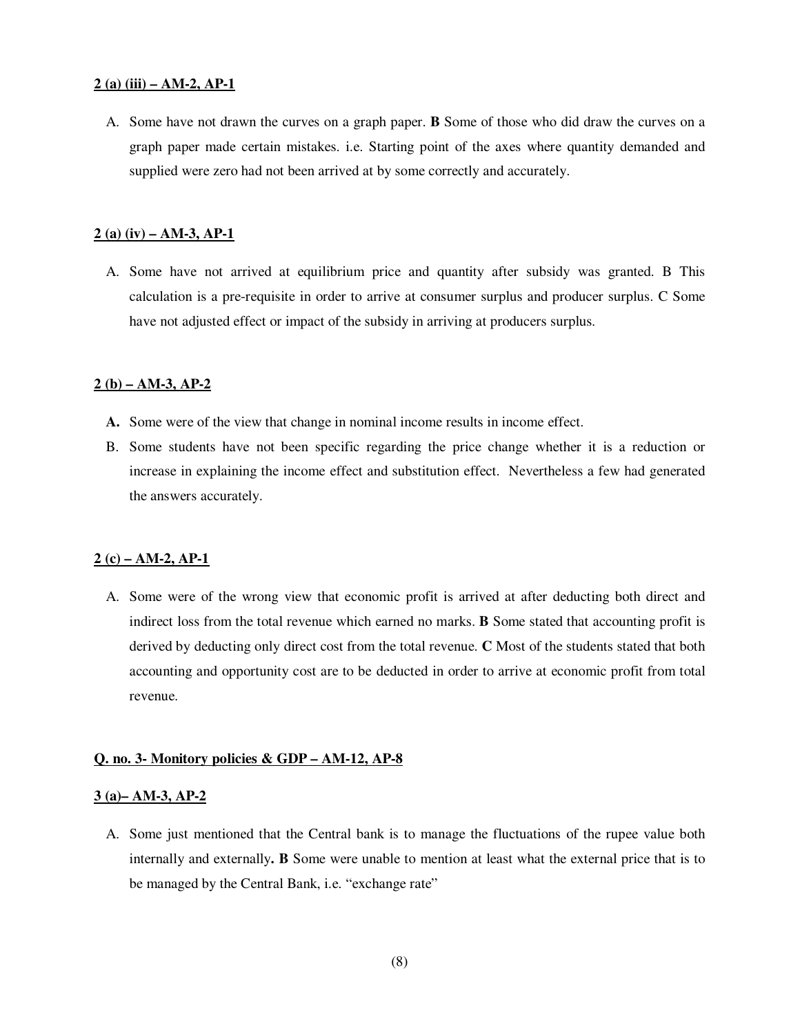**2 (a) (iii) – AM-2, AP-1**

A. Some have not drawn the curves on a graph paper. **B** Some of those who did draw the curves on a graph paper made certain mistakes. i.e. Starting point of the axes where quantity demanded and supplied were zero had not been arrived at by some correctly and accurately.

**2 (a) (iv) – AM-3, AP-1**

A. Some have not arrived at equilibrium price and quantity after subsidy was granted. B This calculation is a pre-requisite in order to arrive at consumer surplus and producer surplus. C Some have not adjusted effect or impact of the subsidy in arriving at producers surplus.

**2 (b) – AM-3, AP-2**

**A.** Some were of the view that change in nominal income results in income effect.

B. Some students have not been specific regarding the price change whether it is a reduction or increase in explaining the income effect and substitution effect. Nevertheless a few had generated the answers accurately.

**2 (c) – AM-2, AP-1**

A. Some were of the wrong view that economic profit is arrived at after deducting both direct and indirect loss from the total revenue which earned no marks. **B** Some stated that accounting profit is derived by deducting only direct cost from the total revenue. **C** Most of the students stated that both accounting and opportunity cost are to be deducted in order to arrive at economic profit from total revenue.

**Q. no. 3- Monitory policies & GDP – AM-12, AP-8**

**3 (a)– AM-3, AP-2**

A. Some just mentioned that the Central bank is to manage the fluctuations of the rupee value both internally and externally**. B** Some were unable to mention at least what the external price that is to be managed by the Central Bank, i.e. "exchange rate"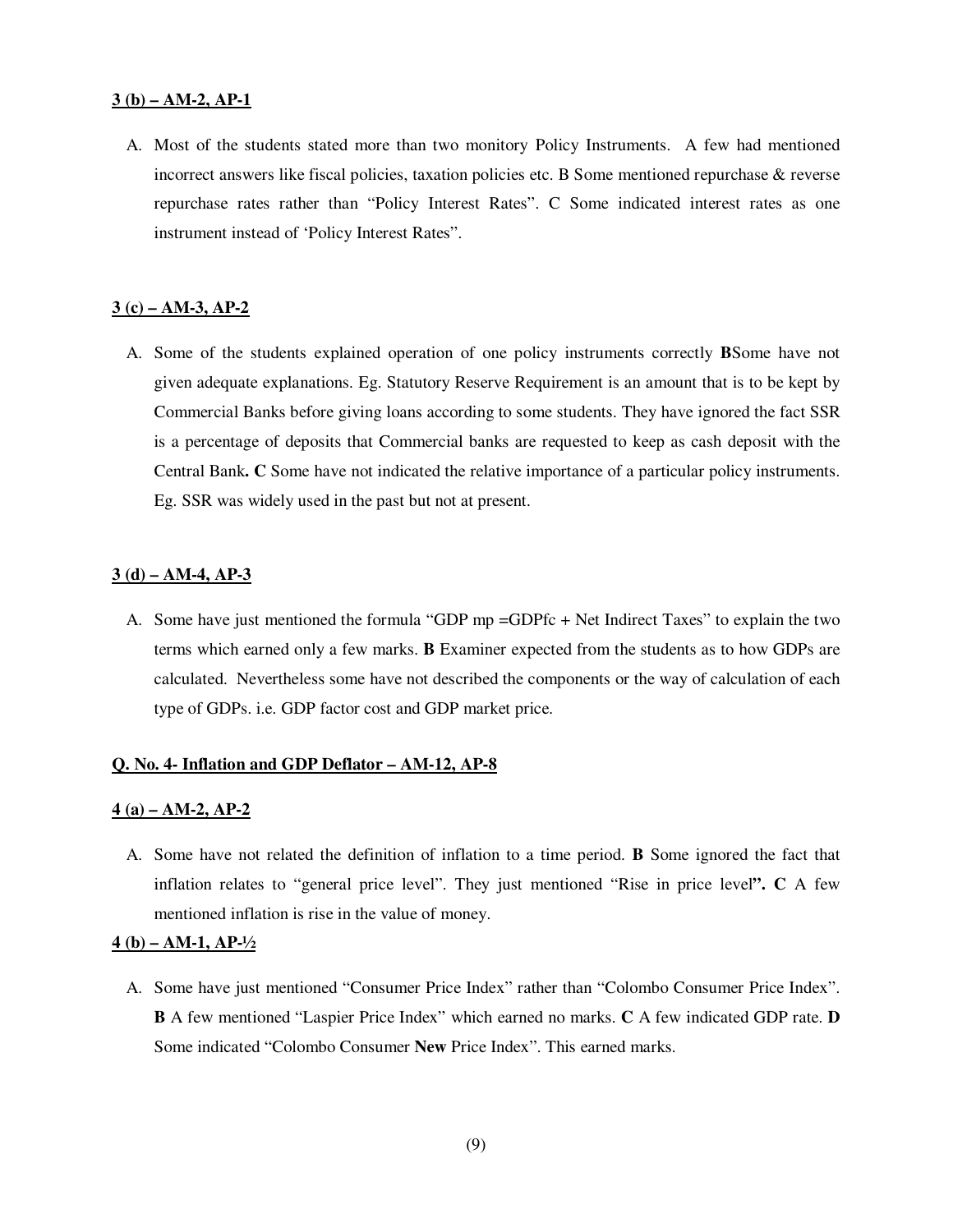**3 (b) – AM-2, AP-1**

A. Most of the students stated more than two monitory Policy Instruments. A few had mentioned incorrect answers like fiscal policies, taxation policies etc. B Some mentioned repurchase & reverse repurchase rates rather than "Policy Interest Rates". C Some indicated interest rates as one instrument instead of 'Policy Interest Rates".

**3 (c) – AM-3, AP-2**

A. Some of the students explained operation of one policy instruments correctly **B**Some have not given adequate explanations. Eg. Statutory Reserve Requirement is an amount that is to be kept by Commercial Banks before giving loans according to some students. They have ignored the fact SSR is a percentage of deposits that Commercial banks are requested to keep as cash deposit with the Central Bank**. C** Some have not indicated the relative importance of a particular policy instruments. Eg. SSR was widely used in the past but not at present.

**3 (d) – AM-4, AP-3**

A. Some have just mentioned the formula "GDP mp =GDPfc + Net Indirect Taxes" to explain the two terms which earned only a few marks. **B** Examiner expected from the students as to how GDPs are calculated. Nevertheless some have not described the components or the way of calculation of each type of GDPs. i.e. GDP factor cost and GDP market price.

**Q. No. 4- Inflation and GDP Deflator – AM-12, AP-8**

**4 (a) – AM-2, AP-2**

A. Some have not related the definition of inflation to a time period. **B** Some ignored the fact that inflation relates to "general price level". They just mentioned "Rise in price level**". C** A few mentioned inflation is rise in the value of money.

**4 (b) – AM-1, AP-½**

A. Some have just mentioned "Consumer Price Index" rather than "Colombo Consumer Price Index". **B** A few mentioned "Laspier Price Index" which earned no marks. **C** A few indicated GDP rate. **D** Some indicated "Colombo Consumer **New** Price Index". This earned marks.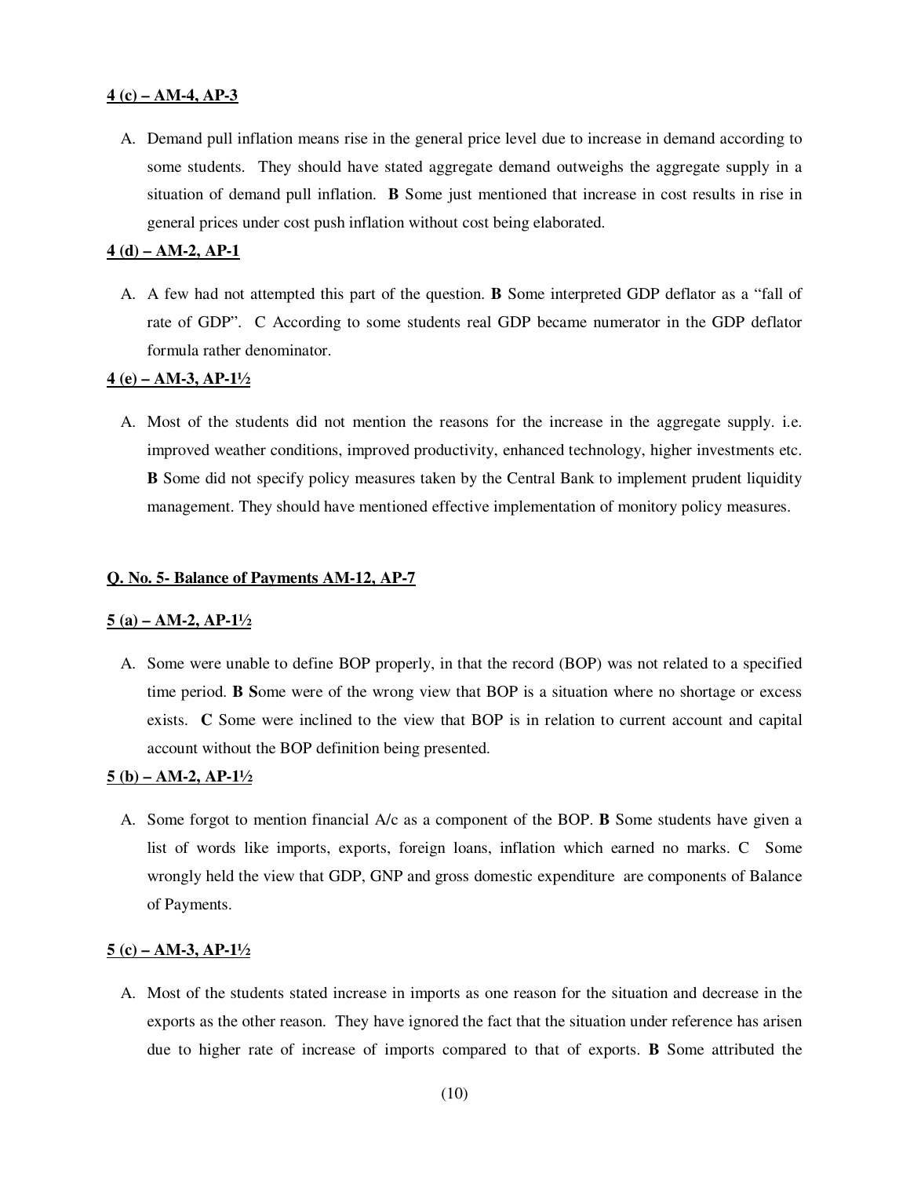**4 (c) – AM-4, AP-3**

A. Demand pull inflation means rise in the general price level due to increase in demand according to some students. They should have stated aggregate demand outweighs the aggregate supply in a situation of demand pull inflation. **B** Some just mentioned that increase in cost results in rise in general prices under cost push inflation without cost being elaborated.

**4 (d) – AM-2, AP-1**

A. A few had not attempted this part of the question. **B** Some interpreted GDP deflator as a "fall of rate of GDP". C According to some students real GDP became numerator in the GDP deflator formula rather denominator.

**4 (e) – AM-3, AP-1½**

A. Most of the students did not mention the reasons for the increase in the aggregate supply. i.e. improved weather conditions, improved productivity, enhanced technology, higher investments etc. **B** Some did not specify policy measures taken by the Central Bank to implement prudent liquidity management. They should have mentioned effective implementation of monitory policy measures.

**Q. No. 5- Balance of Payments AM-12, AP-7**

**5 (a) – AM-2, AP-1½**

A. Some were unable to define BOP properly, in that the record (BOP) was not related to a specified time period. **B S**ome were of the wrong view that BOP is a situation where no shortage or excess exists. **C** Some were inclined to the view that BOP is in relation to current account and capital account without the BOP definition being presented.

**5 (b) – AM-2, AP-1½**

A. Some forgot to mention financial A/c as a component of the BOP. **B** Some students have given a list of words like imports, exports, foreign loans, inflation which earned no marks. C Some wrongly held the view that GDP, GNP and gross domestic expenditure are components of Balance of Payments.

**5 (c) – AM-3, AP-1½**

A. Most of the students stated increase in imports as one reason for the situation and decrease in the exports as the other reason. They have ignored the fact that the situation under reference has arisen due to higher rate of increase of imports compared to that of exports. **B** Some attributed the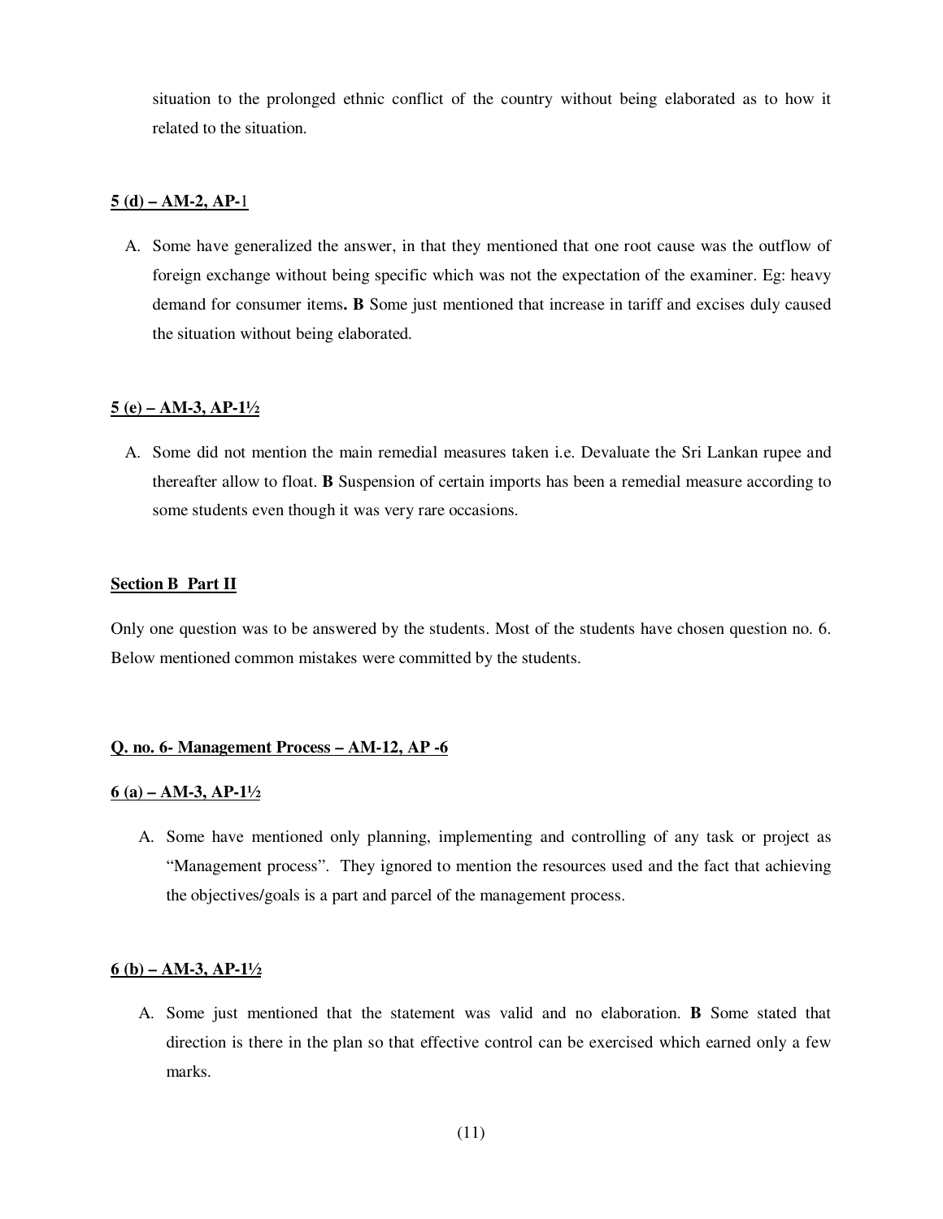situation to the prolonged ethnic conflict of the country without being elaborated as to how it related to the situation.

**5 (d) – AM-2, AP-1**

A. Some have generalized the answer, in that they mentioned that one root cause was the outflow of foreign exchange without being specific which was not the expectation of the examiner. Eg: heavy demand for consumer items**. B** Some just mentioned that increase in tariff and excises duly caused the situation without being elaborated.

**5 (e) – AM-3, AP-1½**

A. Some did not mention the main remedial measures taken i.e. Devaluate the Sri Lankan rupee and thereafter allow to float. **B** Suspension of certain imports has been a remedial measure according to some students even though it was very rare occasions.

**Section B Part II**

Only one question was to be answered by the students. Most of the students have chosen question no. 6. Below mentioned common mistakes were committed by the students.

**Q. no. 6- Management Process – AM-12, AP -6**

**6 (a) – AM-3, AP-1½**

A. Some have mentioned only planning, implementing and controlling of any task or project as "Management process". They ignored to mention the resources used and the fact that achieving the objectives/goals is a part and parcel of the management process.

**6 (b) – AM-3, AP-1½**

A. Some just mentioned that the statement was valid and no elaboration. **B** Some stated that direction is there in the plan so that effective control can be exercised which earned only a few marks.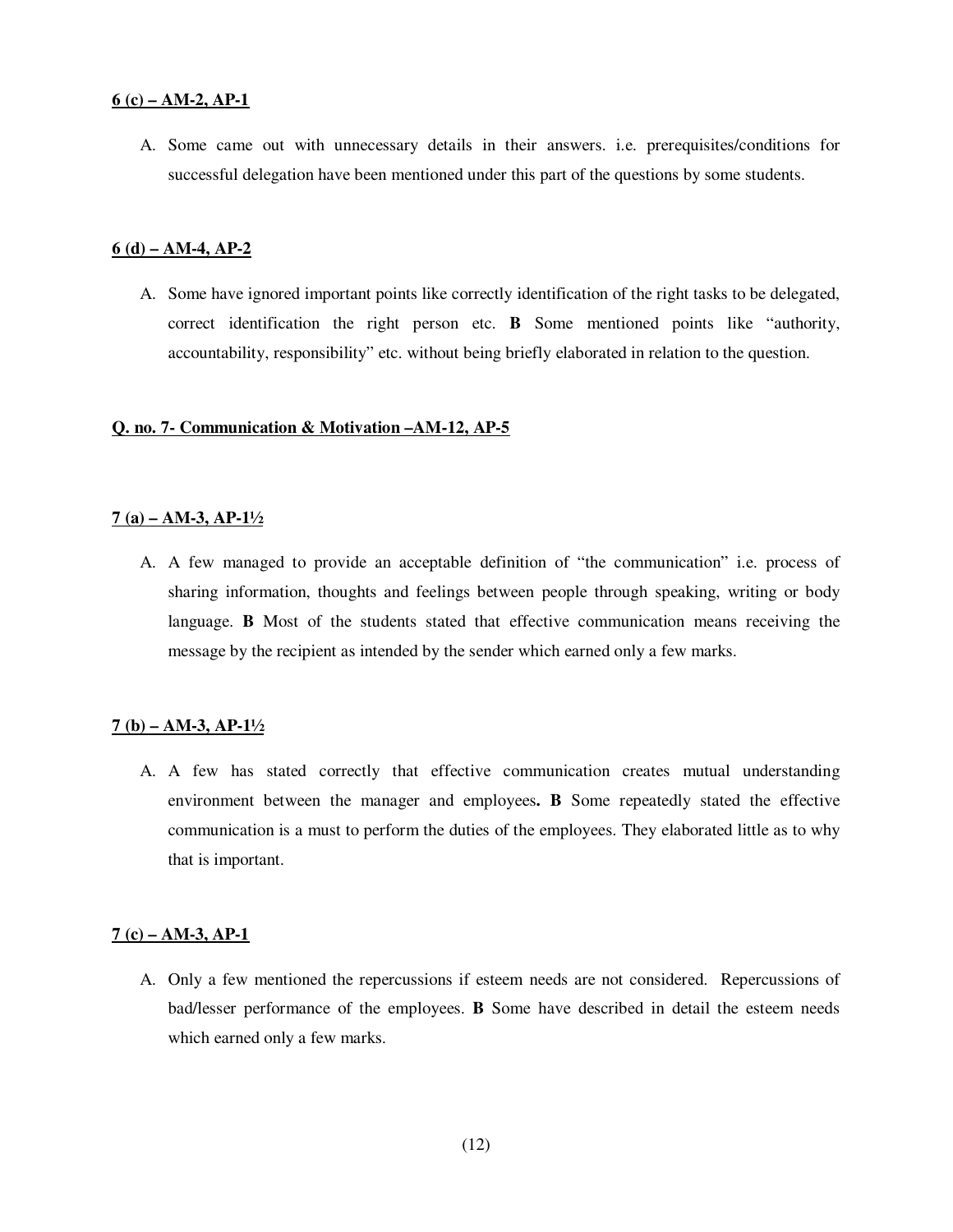**6 (c) – AM-2, AP-1**

A. Some came out with unnecessary details in their answers. i.e. prerequisites/conditions for successful delegation have been mentioned under this part of the questions by some students.

**6 (d) – AM-4, AP-2**

A. Some have ignored important points like correctly identification of the right tasks to be delegated, correct identification the right person etc. **B** Some mentioned points like "authority, accountability, responsibility" etc. without being briefly elaborated in relation to the question.

**Q. no. 7- Communication & Motivation –AM-12, AP-5**

**7 (a) – AM-3, AP-1½**

A. A few managed to provide an acceptable definition of "the communication" i.e. process of sharing information, thoughts and feelings between people through speaking, writing or body language. **B** Most of the students stated that effective communication means receiving the message by the recipient as intended by the sender which earned only a few marks.

**7 (b) – AM-3, AP-1½**

A. A few has stated correctly that effective communication creates mutual understanding environment between the manager and employees**.** **B** Some repeatedly stated the effective communication is a must to perform the duties of the employees. They elaborated little as to why that is important.

**7 (c) – AM-3, AP-1**

A. Only a few mentioned the repercussions if esteem needs are not considered. Repercussions of bad/lesser performance of the employees. **B** Some have described in detail the esteem needs which earned only a few marks.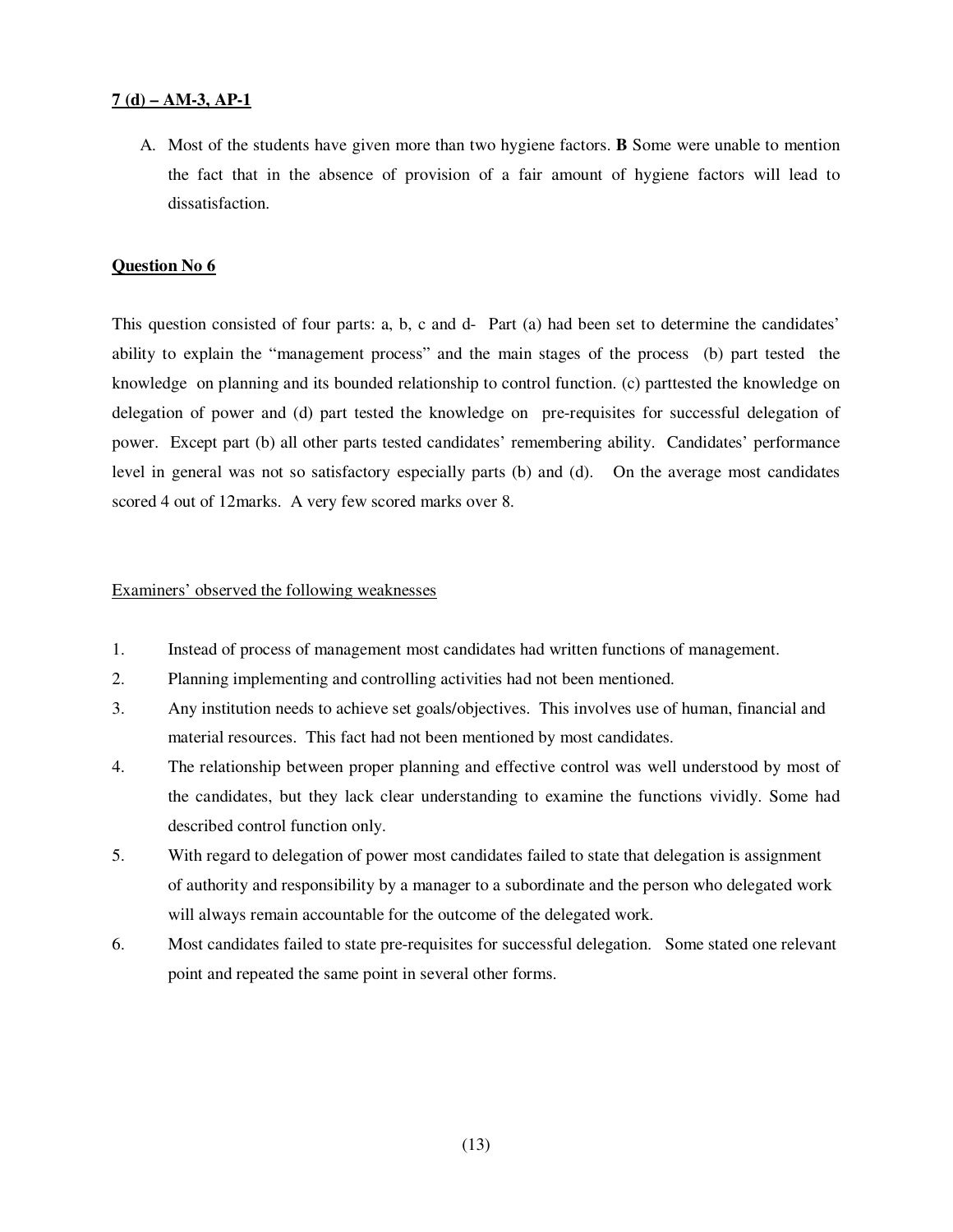**7 (d) – AM-3, AP-1**

A. Most of the students have given more than two hygiene factors. **B** Some were unable to mention the fact that in the absence of provision of a fair amount of hygiene factors will lead to dissatisfaction.

**Question No 6**

This question consisted of four parts: a, b, c and d- Part (a) had been set to determine the candidates' ability to explain the "management process" and the main stages of the process (b) part tested the knowledge on planning and its bounded relationship to control function. (c) parttested the knowledge on delegation of power and (d) part tested the knowledge on pre-requisites for successful delegation of power. Except part (b) all other parts tested candidates' remembering ability. Candidates' performance level in general was not so satisfactory especially parts (b) and (d). On the average most candidates scored 4 out of 12marks. A very few scored marks over 8.

Examiners' observed the following weaknesses

1. Instead of process of management most candidates had written functions of management.
2. Planning implementing and controlling activities had not been mentioned.
3. Any institution needs to achieve set goals/objectives. This involves use of human, financial and material resources. This fact had not been mentioned by most candidates.
4. The relationship between proper planning and effective control was well understood by most of the candidates, but they lack clear understanding to examine the functions vividly. Some had described control function only.
5. With regard to delegation of power most candidates failed to state that delegation is assignment of authority and responsibility by a manager to a subordinate and the person who delegated work will always remain accountable for the outcome of the delegated work.
6. Most candidates failed to state pre-requisites for successful delegation. Some stated one relevant point and repeated the same point in several other forms.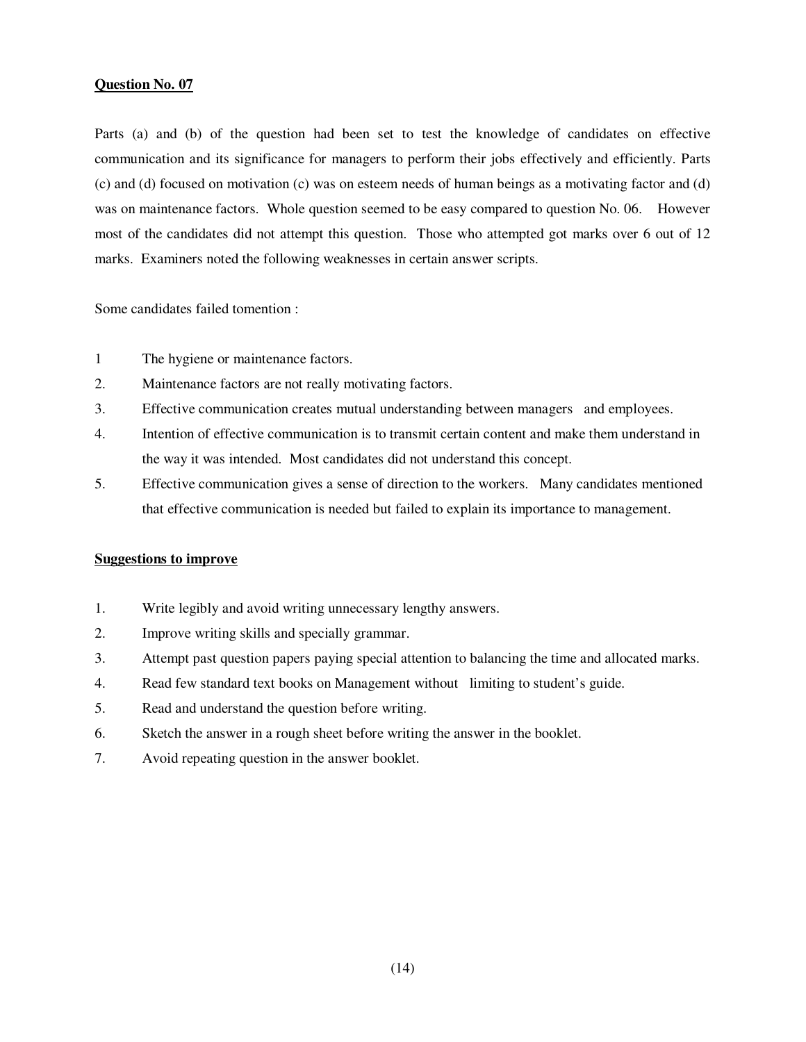**Question No. 07**

Parts (a) and (b) of the question had been set to test the knowledge of candidates on effective communication and its significance for managers to perform their jobs effectively and efficiently. Parts (c) and (d) focused on motivation (c) was on esteem needs of human beings as a motivating factor and (d) was on maintenance factors. Whole question seemed to be easy compared to question No. 06. However most of the candidates did not attempt this question. Those who attempted got marks over 6 out of 12 marks. Examiners noted the following weaknesses in certain answer scripts.

Some candidates failed tomention :

1 The hygiene or maintenance factors.
2. Maintenance factors are not really motivating factors.
3. Effective communication creates mutual understanding between managers and employees.
4. Intention of effective communication is to transmit certain content and make them understand in the way it was intended. Most candidates did not understand this concept.
5. Effective communication gives a sense of direction to the workers. Many candidates mentioned that effective communication is needed but failed to explain its importance to management.

**Suggestions to improve**

1. Write legibly and avoid writing unnecessary lengthy answers.
2. Improve writing skills and specially grammar.
3. Attempt past question papers paying special attention to balancing the time and allocated marks.
4. Read few standard text books on Management without limiting to student's guide.
5. Read and understand the question before writing.
6. Sketch the answer in a rough sheet before writing the answer in the booklet.
7. Avoid repeating question in the answer booklet.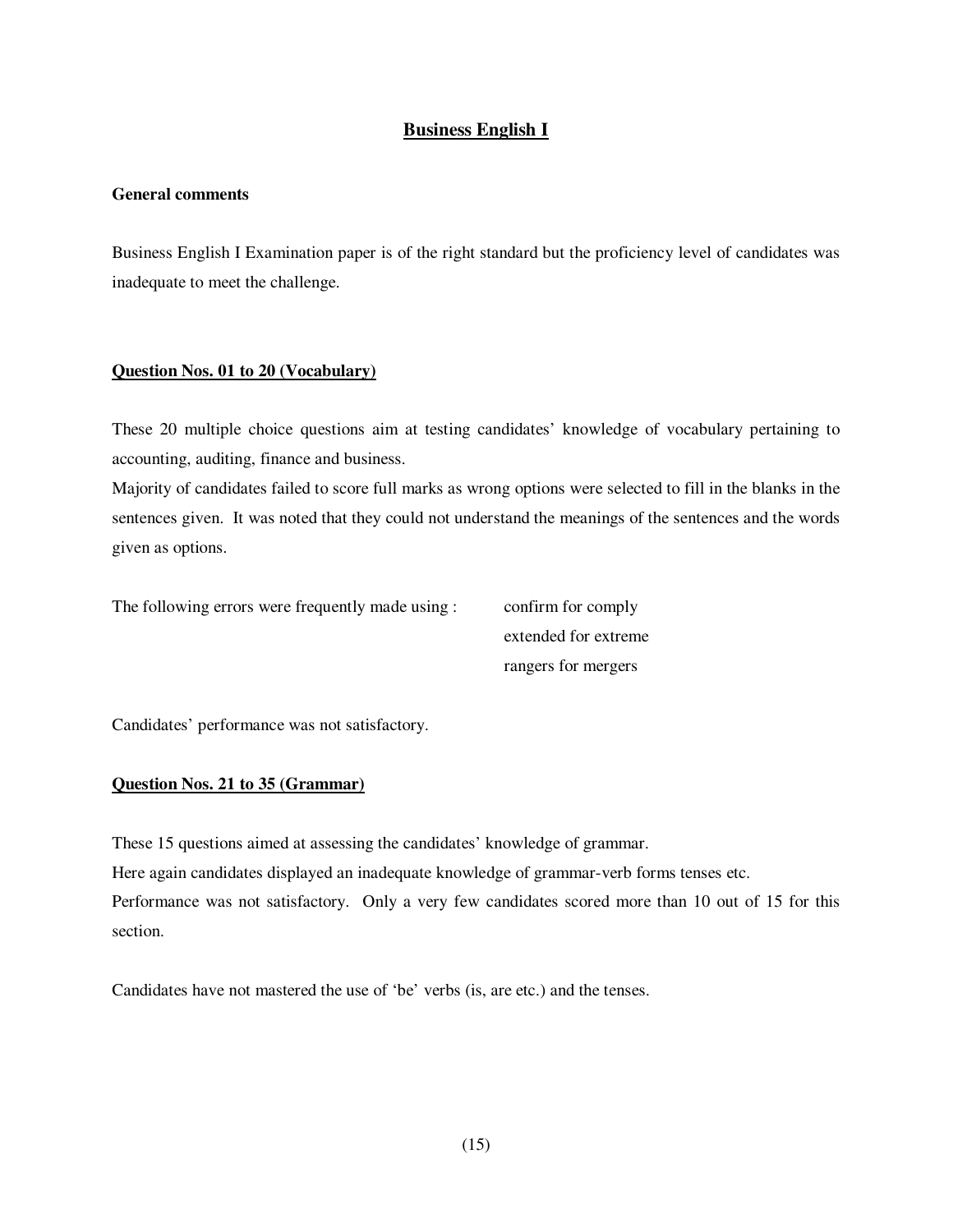## Business English I

**General comments**

Business English I Examination paper is of the right standard but the proficiency level of candidates was inadequate to meet the challenge.

### Question Nos. 01 to 20 (Vocabulary)

These 20 multiple choice questions aim at testing candidates' knowledge of vocabulary pertaining to accounting, auditing, finance and business.

Majority of candidates failed to score full marks as wrong options were selected to fill in the blanks in the sentences given. It was noted that they could not understand the meanings of the sentences and the words given as options.

The following errors were frequently made using :

- confirm for comply
- extended for extreme
- rangers for mergers

Candidates' performance was not satisfactory.

### Question Nos. 21 to 35 (Grammar)

These 15 questions aimed at assessing the candidates' knowledge of grammar.

Here again candidates displayed an inadequate knowledge of grammar-verb forms tenses etc.

Performance was not satisfactory. Only a very few candidates scored more than 10 out of 15 for this section.

Candidates have not mastered the use of 'be' verbs (is, are etc.) and the tenses.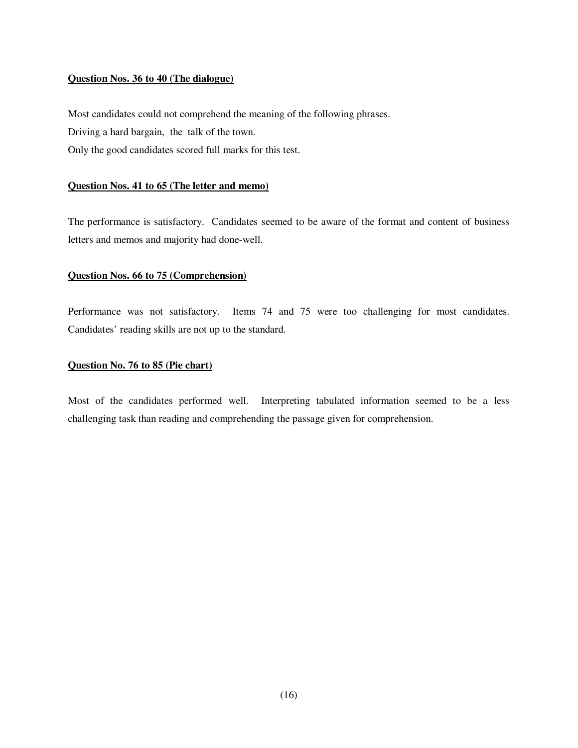**Question Nos. 36 to 40 (The dialogue)**

Most candidates could not comprehend the meaning of the following phrases.

Driving a hard bargain, the talk of the town.

Only the good candidates scored full marks for this test.

**Question Nos. 41 to 65 (The letter and memo)**

The performance is satisfactory. Candidates seemed to be aware of the format and content of business letters and memos and majority had done-well.

**Question Nos. 66 to 75 (Comprehension)**

Performance was not satisfactory. Items 74 and 75 were too challenging for most candidates. Candidates' reading skills are not up to the standard.

**Question No. 76 to 85 (Pie chart)**

Most of the candidates performed well. Interpreting tabulated information seemed to be a less challenging task than reading and comprehending the passage given for comprehension.